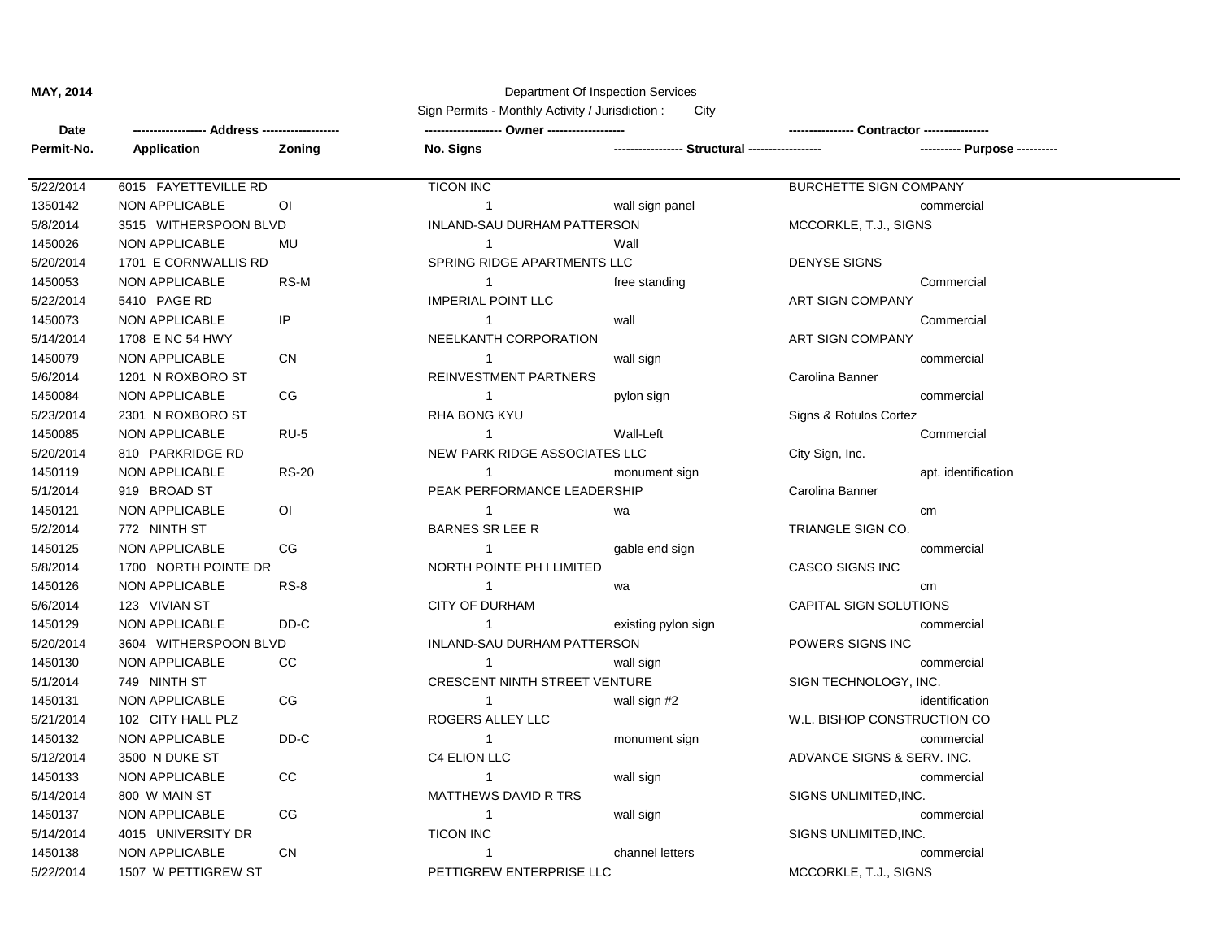**MAY, 2014**

Department Of Inspection Services

Sign Permits - Monthly Activity / Jurisdiction : City

| Date / Permit-No. | Address / Application | Zoning | Owner / No. Signs | Structural | Contractor / Purpose |
|---|---|---|---|---|---|
| 5/22/2014 | 6015 FAYETTEVILLE RD | | TICON INC | | BURCHETTE SIGN COMPANY |
| 1350142 | NON APPLICABLE | OI | 1 | wall sign panel | commercial |
| 5/8/2014 | 3515 WITHERSPOON BLVD | | INLAND-SAU DURHAM PATTERSON | | MCCORKLE, T.J., SIGNS |
| 1450026 | NON APPLICABLE | MU | 1 | Wall | |
| 5/20/2014 | 1701 E CORNWALLIS RD | | SPRING RIDGE APARTMENTS LLC | | DENYSE SIGNS |
| 1450053 | NON APPLICABLE | RS-M | 1 | free standing | Commercial |
| 5/22/2014 | 5410 PAGE RD | | IMPERIAL POINT LLC | | ART SIGN COMPANY |
| 1450073 | NON APPLICABLE | IP | 1 | wall | Commercial |
| 5/14/2014 | 1708 E NC 54 HWY | | NEELKANTH CORPORATION | | ART SIGN COMPANY |
| 1450079 | NON APPLICABLE | CN | 1 | wall sign | commercial |
| 5/6/2014 | 1201 N ROXBORO ST | | REINVESTMENT PARTNERS | | Carolina Banner |
| 1450084 | NON APPLICABLE | CG | 1 | pylon sign | commercial |
| 5/23/2014 | 2301 N ROXBORO ST | | RHA BONG KYU | | Signs & Rotulos Cortez |
| 1450085 | NON APPLICABLE | RU-5 | 1 | Wall-Left | Commercial |
| 5/20/2014 | 810 PARKRIDGE RD | | NEW PARK RIDGE ASSOCIATES LLC | | City Sign, Inc. |
| 1450119 | NON APPLICABLE | RS-20 | 1 | monument sign | apt. identification |
| 5/1/2014 | 919 BROAD ST | | PEAK PERFORMANCE LEADERSHIP | | Carolina Banner |
| 1450121 | NON APPLICABLE | OI | 1 | wa | cm |
| 5/2/2014 | 772 NINTH ST | | BARNES SR LEE R | | TRIANGLE SIGN CO. |
| 1450125 | NON APPLICABLE | CG | 1 | gable end sign | commercial |
| 5/8/2014 | 1700 NORTH POINTE DR | | NORTH POINTE PH I LIMITED | | CASCO SIGNS INC |
| 1450126 | NON APPLICABLE | RS-8 | 1 | wa | cm |
| 5/6/2014 | 123 VIVIAN ST | | CITY OF DURHAM | | CAPITAL SIGN SOLUTIONS |
| 1450129 | NON APPLICABLE | DD-C | 1 | existing pylon sign | commercial |
| 5/20/2014 | 3604 WITHERSPOON BLVD | | INLAND-SAU DURHAM PATTERSON | | POWERS SIGNS INC |
| 1450130 | NON APPLICABLE | CC | 1 | wall sign | commercial |
| 5/1/2014 | 749 NINTH ST | | CRESCENT NINTH STREET VENTURE | | SIGN TECHNOLOGY, INC. |
| 1450131 | NON APPLICABLE | CG | 1 | wall sign #2 | identification |
| 5/21/2014 | 102 CITY HALL PLZ | | ROGERS ALLEY LLC | | W.L. BISHOP CONSTRUCTION CO |
| 1450132 | NON APPLICABLE | DD-C | 1 | monument sign | commercial |
| 5/12/2014 | 3500 N DUKE ST | | C4 ELION LLC | | ADVANCE SIGNS & SERV. INC. |
| 1450133 | NON APPLICABLE | CC | 1 | wall sign | commercial |
| 5/14/2014 | 800 W MAIN ST | | MATTHEWS DAVID R TRS | | SIGNS UNLIMITED,INC. |
| 1450137 | NON APPLICABLE | CG | 1 | wall sign | commercial |
| 5/14/2014 | 4015 UNIVERSITY DR | | TICON INC | | SIGNS UNLIMITED,INC. |
| 1450138 | NON APPLICABLE | CN | 1 | channel letters | commercial |
| 5/22/2014 | 1507 W PETTIGREW ST | | PETTIGREW ENTERPRISE LLC | | MCCORKLE, T.J., SIGNS |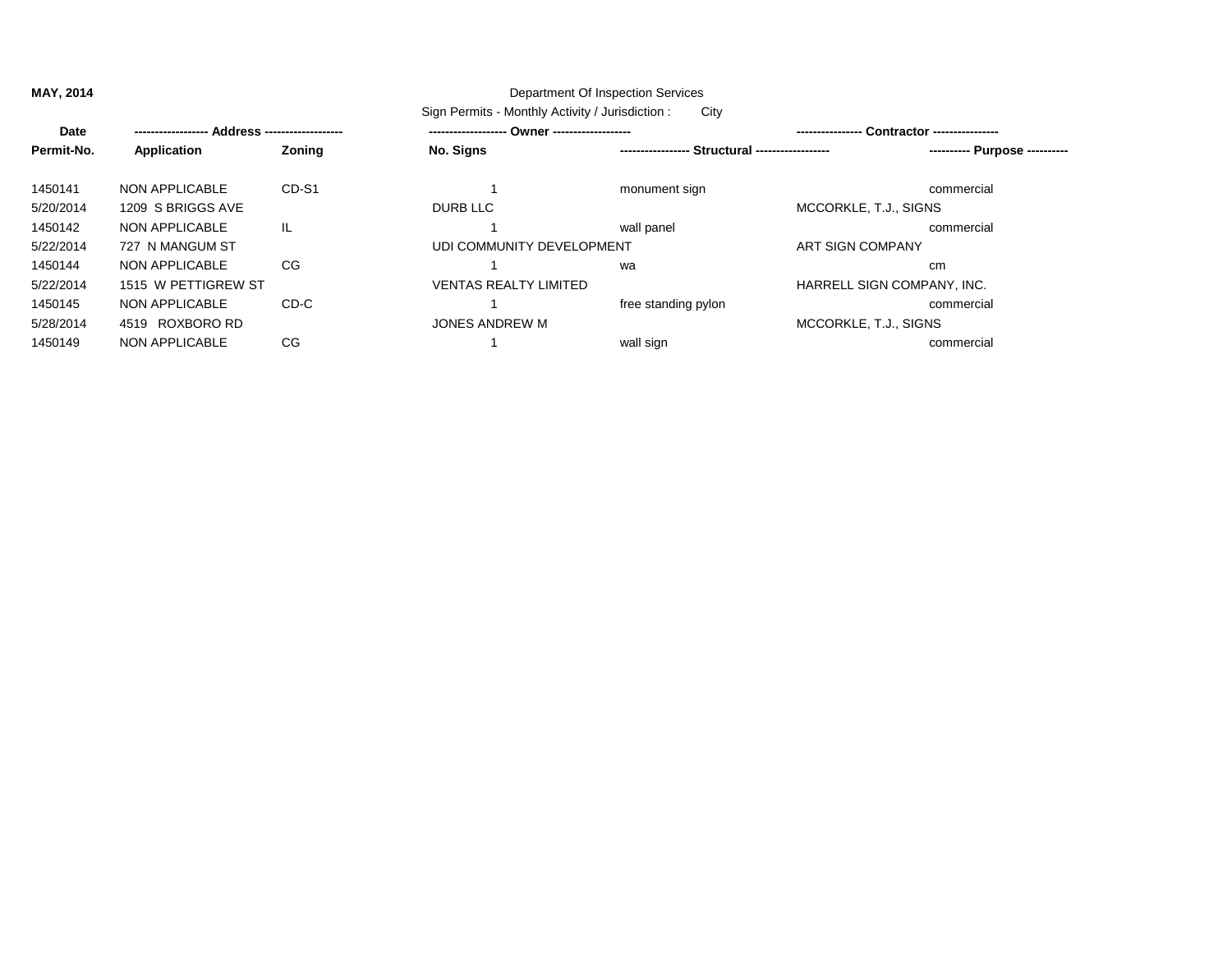**MAY, 2014**

Department Of Inspection Services

Sign Permits - Monthly Activity / Jurisdiction : City

| Date<br>Permit-No. | ------------------ Address ------------------<br>Application | Zoning | ------------------ Owner ------------------<br>No. Signs | ----------------- Structural ----------------- | --------------- Contractor ---------------<br>---------- Purpose ---------- |
|---|---|---|---|---|---|
| 1450141 | NON APPLICABLE | CD-S1 | 1 | monument sign | commercial |
| 5/20/2014 | 1209 S BRIGGS AVE | | DURB LLC | | MCCORKLE, T.J., SIGNS |
| 1450142 | NON APPLICABLE | IL | 1 | wall panel | commercial |
| 5/22/2014 | 727 N MANGUM ST | | UDI COMMUNITY DEVELOPMENT | | ART SIGN COMPANY |
| 1450144 | NON APPLICABLE | CG | 1 | wa | cm |
| 5/22/2014 | 1515 W PETTIGREW ST | | VENTAS REALTY LIMITED | | HARRELL SIGN COMPANY, INC. |
| 1450145 | NON APPLICABLE | CD-C | 1 | free standing pylon | commercial |
| 5/28/2014 | 4519 ROXBORO RD | | JONES ANDREW M | | MCCORKLE, T.J., SIGNS |
| 1450149 | NON APPLICABLE | CG | 1 | wall sign | commercial |